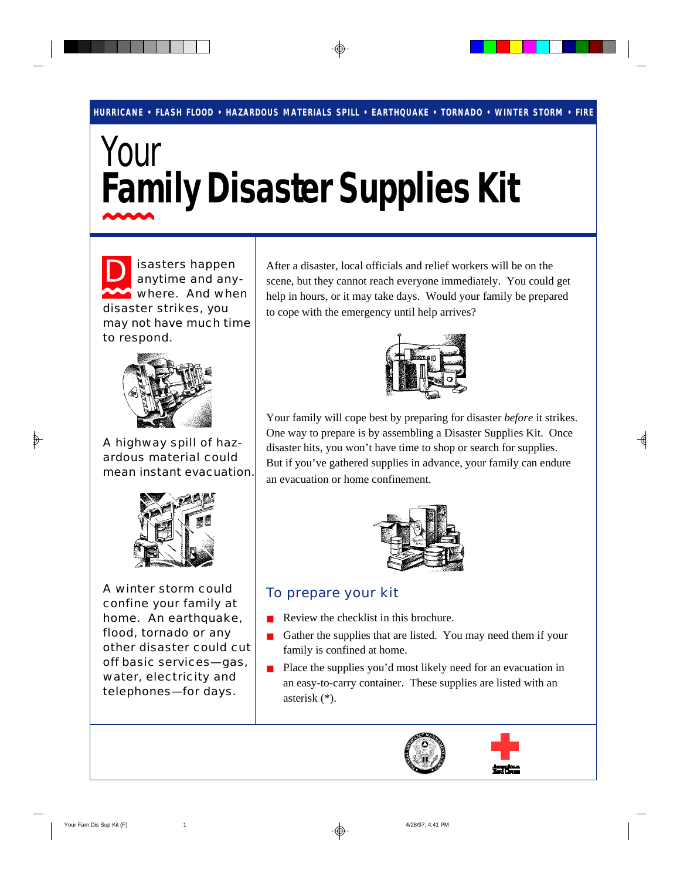HURRICANE • FLASH FLOOD • HAZARDOUS MATERIALS SPILL • EARTHQUAKE • TORNADO • WINTER STORM • FIRE

# Your Family Disaster Supplies Kit

Disasters happen anytime and anywhere. And when disaster strikes, you may not have much time to respond.

A highway spill of hazardous material could mean instant evacuation.

A winter storm could confine your family at home. An earthquake, flood, tornado or any other disaster could cut off basic services—gas, water, electricity and telephones—for days.

After a disaster, local officials and relief workers will be on the scene, but they cannot reach everyone immediately. You could get help in hours, or it may take days. Would your family be prepared to cope with the emergency until help arrives?

Your family will cope best by preparing for disaster *before* it strikes. One way to prepare is by assembling a Disaster Supplies Kit. Once disaster hits, you won't have time to shop or search for supplies. But if you've gathered supplies in advance, your family can endure an evacuation or home confinement.

## To prepare your kit

- Review the checklist in this brochure.
- Gather the supplies that are listed. You may need them if your family is confined at home.
- Place the supplies you'd most likely need for an evacuation in an easy-to-carry container. These supplies are listed with an asterisk (*).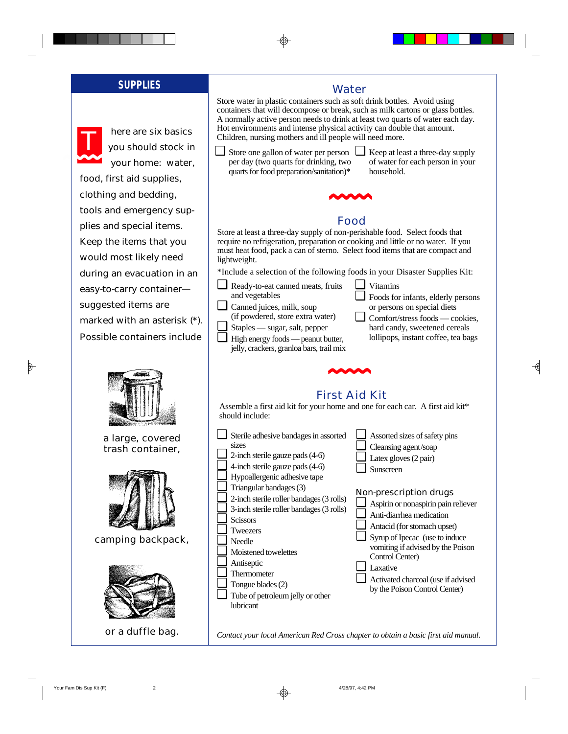## SUPPLIES

There are six basics you should stock in your home: water, food, first aid supplies, clothing and bedding, tools and emergency supplies and special items. Keep the items that you would most likely need during an evacuation in an easy-to-carry container—suggested items are marked with an asterisk (*). Possible containers include

a large, covered trash container,

camping backpack,

or a duffle bag.

## Water

Store water in plastic containers such as soft drink bottles. Avoid using containers that will decompose or break, such as milk cartons or glass bottles. A normally active person needs to drink at least two quarts of water each day. Hot environments and intense physical activity can double that amount. Children, nursing mothers and ill people will need more.

- ☐ Store one gallon of water per person per day (two quarts for drinking, two quarts for food preparation/sanitation)*
- ☐ Keep at least a three-day supply of water for each person in your household.

## Food

Store at least a three-day supply of non-perishable food. Select foods that require no refrigeration, preparation or cooking and little or no water. If you must heat food, pack a can of sterno. Select food items that are compact and lightweight.

*Include a selection of the following foods in your Disaster Supplies Kit:

- ☐ Ready-to-eat canned meats, fruits and vegetables
- ☐ Canned juices, milk, soup (if powdered, store extra water)
- ☐ Staples — sugar, salt, pepper
- ☐ High energy foods — peanut butter, jelly, crackers, granloa bars, trail mix
- ☐ Vitamins
- ☐ Foods for infants, elderly persons or persons on special diets
- ☐ Comfort/stress foods — cookies, hard candy, sweetened cereals lollipops, instant coffee, tea bags

## First Aid Kit

Assemble a first aid kit for your home and one for each car. A first aid kit* should include:

- ☐ Sterile adhesive bandages in assorted sizes
- ☐ 2-inch sterile gauze pads (4-6)
- ☐ 4-inch sterile gauze pads (4-6)
- ☐ Hypoallergenic adhesive tape
- ☐ Triangular bandages (3)
- ☐ 2-inch sterile roller bandages (3 rolls)
- ☐ 3-inch sterile roller bandages (3 rolls)
- ☐ Scissors
- ☐ Tweezers
- ☐ Needle
- ☐ Moistened towelettes
- ☐ Antiseptic
- ☐ Thermometer
- ☐ Tongue blades (2)
- ☐ Tube of petroleum jelly or other lubricant
- ☐ Assorted sizes of safety pins
- ☐ Cleansing agent/soap
- ☐ Latex gloves (2 pair)
- ☐ Sunscreen

### Non-prescription drugs

- ☐ Aspirin or nonaspirin pain reliever
- ☐ Anti-diarrhea medication
- ☐ Antacid (for stomach upset)
- ☐ Syrup of Ipecac (use to induce vomiting if advised by the Poison Control Center)
- ☐ Laxative
- ☐ Activated charcoal (use if advised by the Poison Control Center)

*Contact your local American Red Cross chapter to obtain a basic first aid manual.*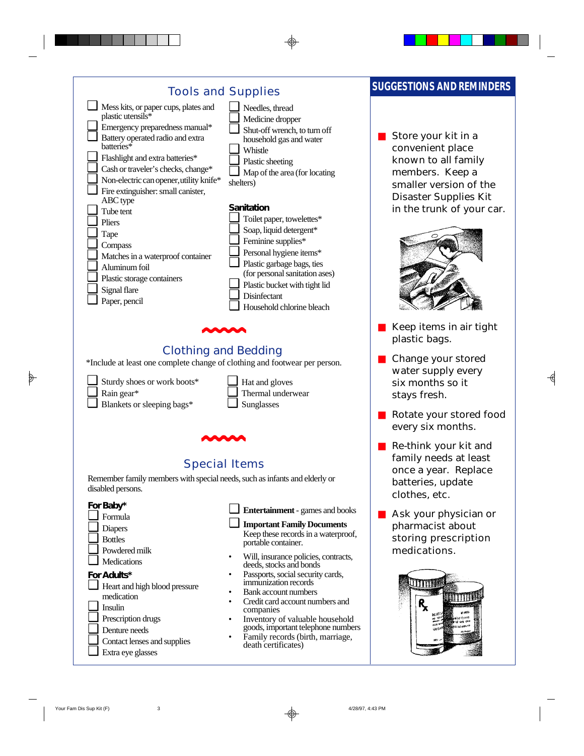## Tools and Supplies

- [ ] Mess kits, or paper cups, plates and plastic utensils*
- [ ] Emergency preparedness manual*
- [ ] Battery operated radio and extra batteries*
- [ ] Flashlight and extra batteries*
- [ ] Cash or traveler's checks, change*
- [ ] Non-electric can opener, utility knife*
- [ ] Fire extinguisher: small canister, ABC type
- [ ] Tube tent
- [ ] Pliers
- [ ] Tape
- [ ] Compass
- [ ] Matches in a waterproof container
- [ ] Aluminum foil
- [ ] Plastic storage containers
- [ ] Signal flare
- [ ] Paper, pencil
- [ ] Needles, thread
- [ ] Medicine dropper
- [ ] Shut-off wrench, to turn off household gas and water
- [ ] Whistle
- [ ] Plastic sheeting
- [ ] Map of the area (for locating shelters)

### Sanitation

- [ ] Toilet paper, towelettes*
- [ ] Soap, liquid detergent*
- [ ] Feminine supplies*
- [ ] Personal hygiene items*
- [ ] Plastic garbage bags, ties (for personal sanitation ases)
- [ ] Plastic bucket with tight lid
- [ ] Disinfectant
- [ ] Household chlorine bleach

## Clothing and Bedding

*Include at least one complete change of clothing and footwear per person.

- [ ] Sturdy shoes or work boots*
- [ ] Rain gear*
- [ ] Blankets or sleeping bags*
- [ ] Hat and gloves
- [ ] Thermal underwear
- [ ] Sunglasses

## Special Items

Remember family members with special needs, such as infants and elderly or disabled persons.

### For Baby*

- [ ] Formula
- [ ] Diapers
- [ ] Bottles
- [ ] Powdered milk
- [ ] Medications

### For Adults*

- [ ] Heart and high blood pressure medication
- [ ] Insulin
- [ ] Prescription drugs
- [ ] Denture needs
- [ ] Contact lenses and supplies
- [ ] Extra eye glasses

- [ ] **Entertainment** - games and books
- [ ] **Important Family Documents**
  Keep these records in a waterproof, portable container.
  - Will, insurance policies, contracts, deeds, stocks and bonds
  - Passports, social security cards, immunization records
  - Bank account numbers
  - Credit card account numbers and companies
  - Inventory of valuable household goods, important telephone numbers
  - Family records (birth, marriage, death certificates)

## SUGGESTIONS AND REMINDERS

- Store your kit in a convenient place known to all family members. Keep a smaller version of the Disaster Supplies Kit in the trunk of your car.
- Keep items in air tight plastic bags.
- Change your stored water supply every six months so it stays fresh.
- Rotate your stored food every six months.
- Re-think your kit and family needs at least once a year. Replace batteries, update clothes, etc.
- Ask your physician or pharmacist about storing prescription medications.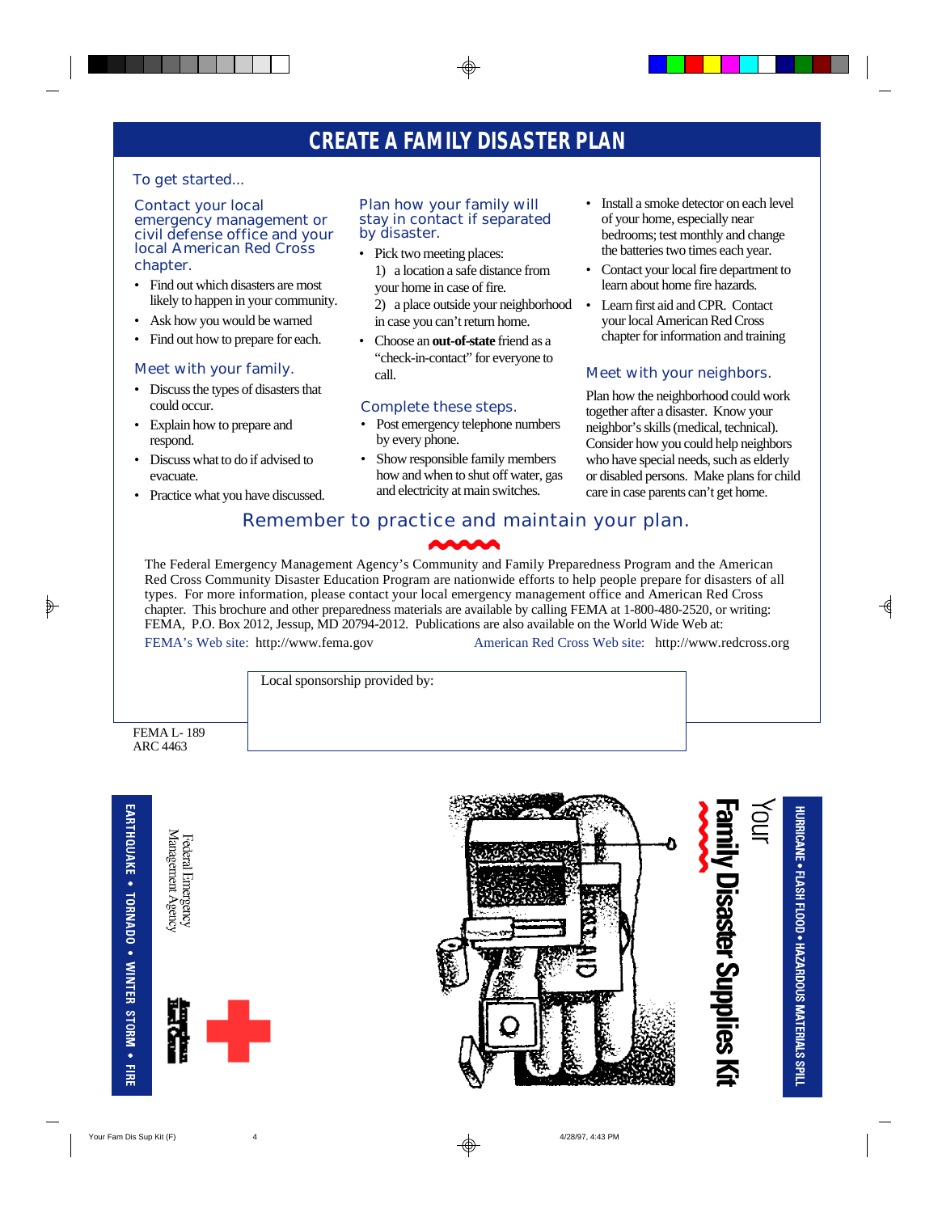# CREATE A FAMILY DISASTER PLAN

To get started...

### Contact your local emergency management or civil defense office and your local American Red Cross chapter.

- Find out which disasters are most likely to happen in your community.
- Ask how you would be warned.
- Find out how to prepare for each.

### Meet with your family.

- Discuss the types of disasters that could occur.
- Explain how to prepare and respond.
- Discuss what to do if advised to evacuate.
- Practice what you have discussed.

### Plan how your family will stay in contact if separated by disaster.

- Pick two meeting places:
  1) a location a safe distance from your home in case of fire.
  2) a place outside your neighborhood in case you can't return home.
- Choose an **out-of-state** friend as a "check-in-contact" for everyone to call.

### Complete these steps.

- Post emergency telephone numbers by every phone.
- Show responsible family members how and when to shut off water, gas and electricity at main switches.
- Install a smoke detector on each level of your home, especially near bedrooms; test monthly and change the batteries two times each year.
- Contact your local fire department to learn about home fire hazards.
- Learn first aid and CPR. Contact your local American Red Cross chapter for information and training

### Meet with your neighbors.

Plan how the neighborhood could work together after a disaster. Know your neighbor's skills (medical, technical). Consider how you could help neighbors who have special needs, such as elderly or disabled persons. Make plans for child care in case parents can't get home.

## Remember to practice and maintain your plan.

The Federal Emergency Management Agency's Community and Family Preparedness Program and the American Red Cross Community Disaster Education Program are nationwide efforts to help people prepare for disasters of all types. For more information, please contact your local emergency management office and American Red Cross chapter. This brochure and other preparedness materials are available by calling FEMA at 1-800-480-2520, or writing: FEMA, P.O. Box 2012, Jessup, MD 20794-2012. Publications are also available on the World Wide Web at:

FEMA's Web site: http://www.fema.gov American Red Cross Web site: http://www.redcross.org

Local sponsorship provided by:

FEMA L- 189
ARC 4463

EARTHQUAKE • TORNADO • WINTER STORM • FIRE

Federal Emergency Management Agency

American Red Cross

# Your Family Disaster Supplies Kit

HURRICANE • FLASH FLOOD • HAZARDOUS MATERIALS SPILL